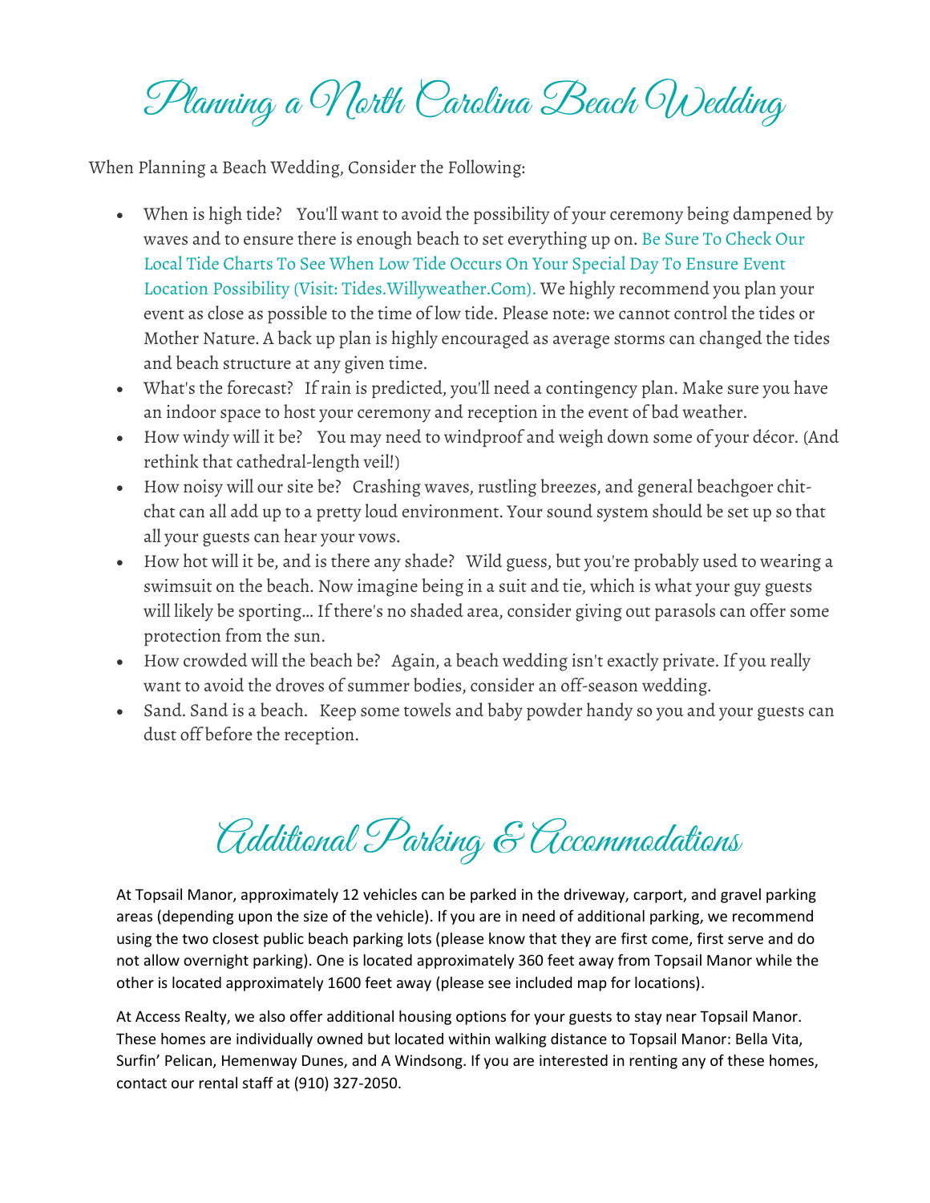# Planning a North Carolina Beach Wedding

When Planning a Beach Wedding, Consider the Following:

- When is high tide? You'll want to avoid the possibility of your ceremony being dampened by waves and to ensure there is enough beach to set everything up on. Be Sure To Check Our Local Tide Charts To See When Low Tide Occurs On Your Special Day To Ensure Event Location Possibility (Visit: Tides.Willyweather.Com). We highly recommend you plan your event as close as possible to the time of low tide. Please note: we cannot control the tides or Mother Nature. A back up plan is highly encouraged as average storms can changed the tides and beach structure at any given time.
- What's the forecast? If rain is predicted, you'll need a contingency plan. Make sure you have an indoor space to host your ceremony and reception in the event of bad weather.
- How windy will it be? You may need to windproof and weigh down some of your décor. (And rethink that cathedral-length veil!)
- How noisy will our site be? Crashing waves, rustling breezes, and general beachgoer chit-chat can all add up to a pretty loud environment. Your sound system should be set up so that all your guests can hear your vows.
- How hot will it be, and is there any shade? Wild guess, but you're probably used to wearing a swimsuit on the beach. Now imagine being in a suit and tie, which is what your guy guests will likely be sporting… If there's no shaded area, consider giving out parasols can offer some protection from the sun.
- How crowded will the beach be? Again, a beach wedding isn't exactly private. If you really want to avoid the droves of summer bodies, consider an off-season wedding.
- Sand. Sand is a beach. Keep some towels and baby powder handy so you and your guests can dust off before the reception.

# Additional Parking & Accommodations

At Topsail Manor, approximately 12 vehicles can be parked in the driveway, carport, and gravel parking areas (depending upon the size of the vehicle). If you are in need of additional parking, we recommend using the two closest public beach parking lots (please know that they are first come, first serve and do not allow overnight parking). One is located approximately 360 feet away from Topsail Manor while the other is located approximately 1600 feet away (please see included map for locations).

At Access Realty, we also offer additional housing options for your guests to stay near Topsail Manor. These homes are individually owned but located within walking distance to Topsail Manor: Bella Vita, Surfin' Pelican, Hemenway Dunes, and A Windsong. If you are interested in renting any of these homes, contact our rental staff at (910) 327-2050.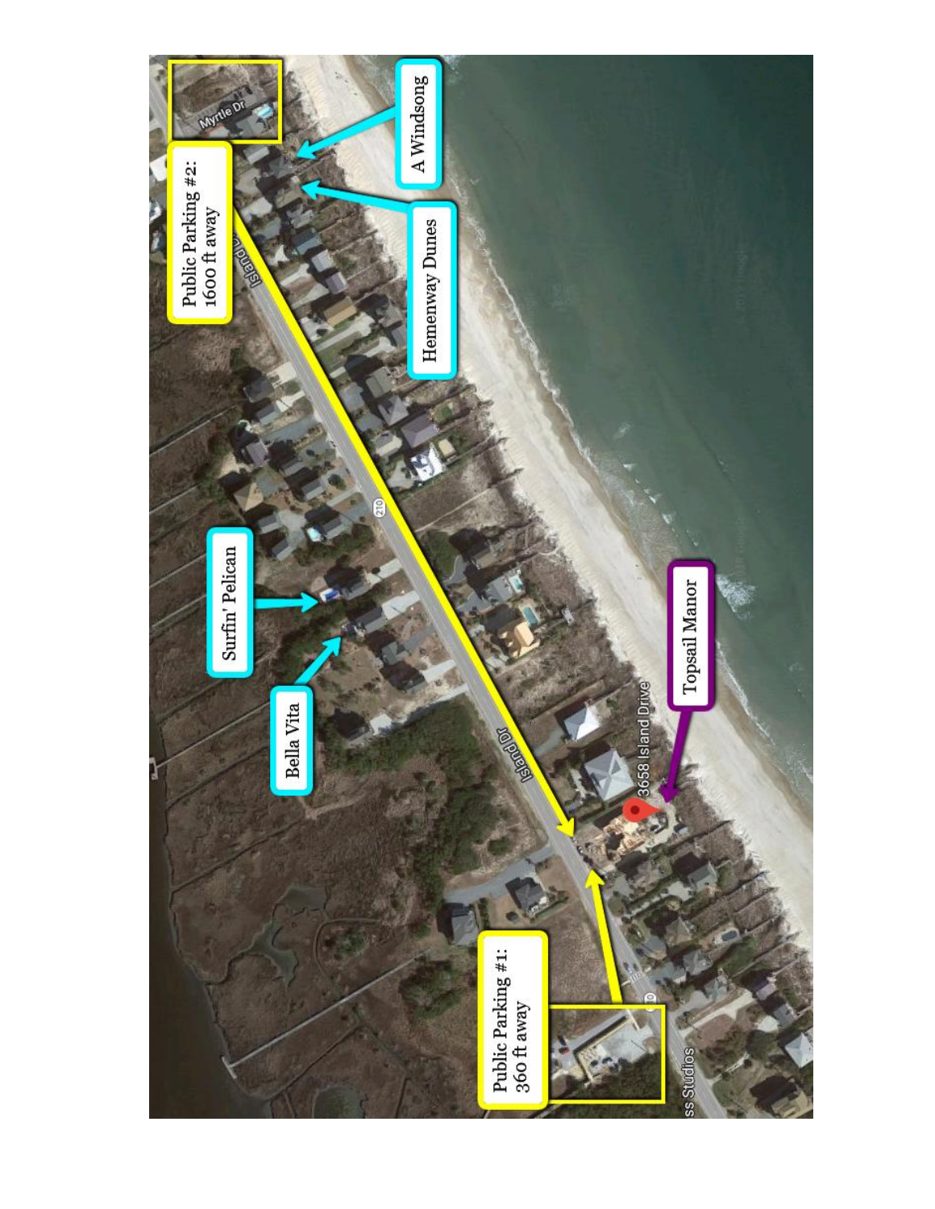Public Parking #2:
1600 ft away

A Windsong

Hemenway Dunes

Surfin' Pelican

Bella Vita

Topsail Manor

3658 Island Drive

Public Parking #1:
360 ft away

Myrtle Dr

Island Dr

210

ss Studios